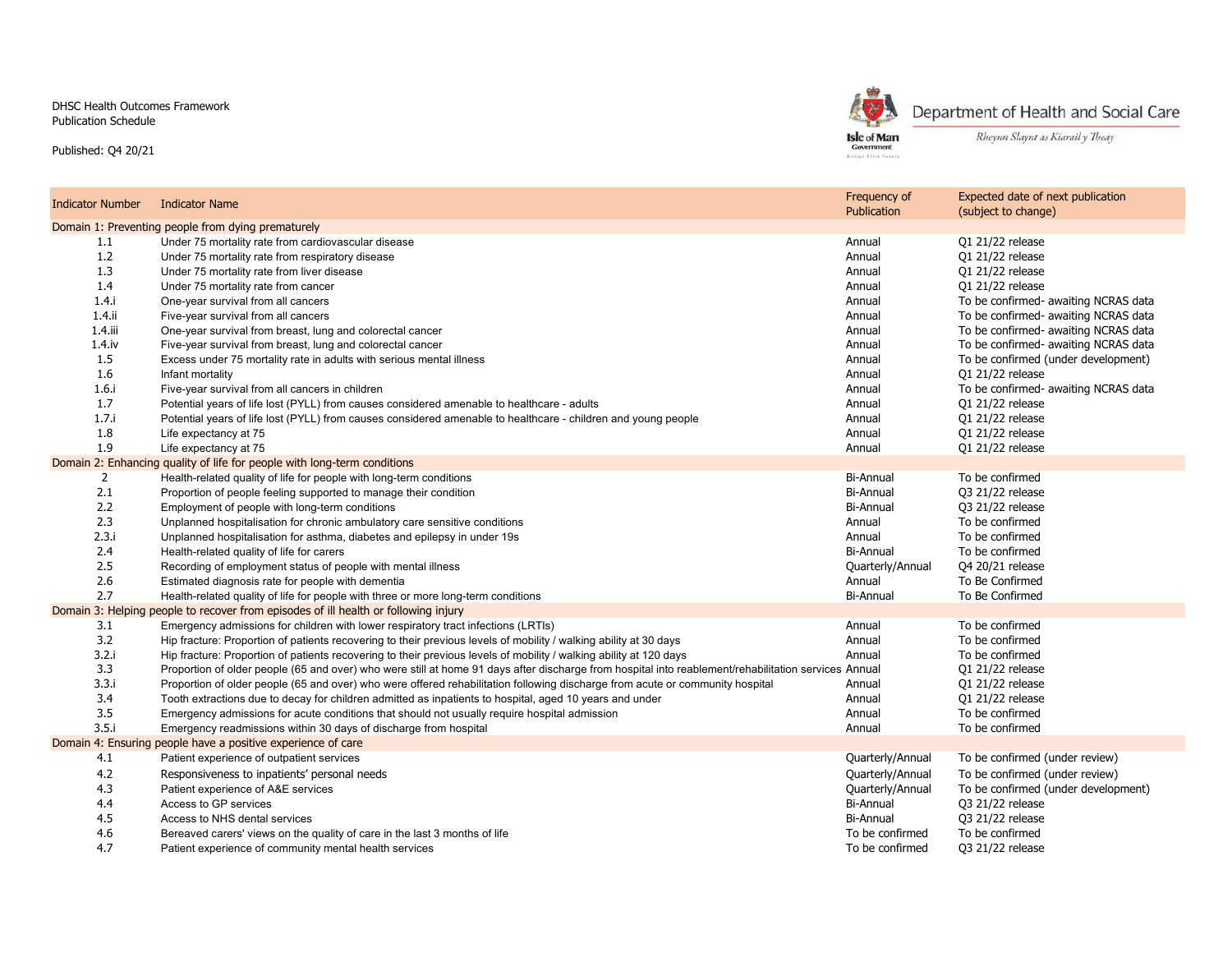DHSC Health Outcomes Framework
Publication Schedule

Published: Q4 20/21

Department of Health and Social Care

*Rheynn Slaynt as Kiarail y Theay*

| Indicator Number | Indicator Name | Frequency of Publication | Expected date of next publication (subject to change) |
|---|---|---|---|
| **Domain 1: Preventing people from dying prematurely** | | | |
| 1.1 | Under 75 mortality rate from cardiovascular disease | Annual | Q1 21/22 release |
| 1.2 | Under 75 mortality rate from respiratory disease | Annual | Q1 21/22 release |
| 1.3 | Under 75 mortality rate from liver disease | Annual | Q1 21/22 release |
| 1.4 | Under 75 mortality rate from cancer | Annual | Q1 21/22 release |
| 1.4.i | One-year survival from all cancers | Annual | To be confirmed- awaiting NCRAS data |
| 1.4.ii | Five-year survival from all cancers | Annual | To be confirmed- awaiting NCRAS data |
| 1.4.iii | One-year survival from breast, lung and colorectal cancer | Annual | To be confirmed- awaiting NCRAS data |
| 1.4.iv | Five-year survival from breast, lung and colorectal cancer | Annual | To be confirmed- awaiting NCRAS data |
| 1.5 | Excess under 75 mortality rate in adults with serious mental illness | Annual | To be confirmed (under development) |
| 1.6 | Infant mortality | Annual | Q1 21/22 release |
| 1.6.i | Five-year survival from all cancers in children | Annual | To be confirmed- awaiting NCRAS data |
| 1.7 | Potential years of life lost (PYLL) from causes considered amenable to healthcare - adults | Annual | Q1 21/22 release |
| 1.7.i | Potential years of life lost (PYLL) from causes considered amenable to healthcare - children and young people | Annual | Q1 21/22 release |
| 1.8 | Life expectancy at 75 | Annual | Q1 21/22 release |
| 1.9 | Life expectancy at 75 | Annual | Q1 21/22 release |
| **Domain 2: Enhancing quality of life for people with long-term conditions** | | | |
| 2 | Health-related quality of life for people with long-term conditions | Bi-Annual | To be confirmed |
| 2.1 | Proportion of people feeling supported to manage their condition | Bi-Annual | Q3 21/22 release |
| 2.2 | Employment of people with long-term conditions | Bi-Annual | Q3 21/22 release |
| 2.3 | Unplanned hospitalisation for chronic ambulatory care sensitive conditions | Annual | To be confirmed |
| 2.3.i | Unplanned hospitalisation for asthma, diabetes and epilepsy in under 19s | Annual | To be confirmed |
| 2.4 | Health-related quality of life for carers | Bi-Annual | To be confirmed |
| 2.5 | Recording of employment status of people with mental illness | Quarterly/Annual | Q4 20/21 release |
| 2.6 | Estimated diagnosis rate for people with dementia | Annual | To Be Confirmed |
| 2.7 | Health-related quality of life for people with three or more long-term conditions | Bi-Annual | To Be Confirmed |
| **Domain 3: Helping people to recover from episodes of ill health or following injury** | | | |
| 3.1 | Emergency admissions for children with lower respiratory tract infections (LRTIs) | Annual | To be confirmed |
| 3.2 | Hip fracture: Proportion of patients recovering to their previous levels of mobility / walking ability at 30 days | Annual | To be confirmed |
| 3.2.i | Hip fracture: Proportion of patients recovering to their previous levels of mobility / walking ability at 120 days | Annual | To be confirmed |
| 3.3 | Proportion of older people (65 and over) who were still at home 91 days after discharge from hospital into reablement/rehabilitation services | Annual | Q1 21/22 release |
| 3.3.i | Proportion of older people (65 and over) who were offered rehabilitation following discharge from acute or community hospital | Annual | Q1 21/22 release |
| 3.4 | Tooth extractions due to decay for children admitted as inpatients to hospital, aged 10 years and under | Annual | Q1 21/22 release |
| 3.5 | Emergency admissions for acute conditions that should not usually require hospital admission | Annual | To be confirmed |
| 3.5.i | Emergency readmissions within 30 days of discharge from hospital | Annual | To be confirmed |
| **Domain 4: Ensuring people have a positive experience of care** | | | |
| 4.1 | Patient experience of outpatient services | Quarterly/Annual | To be confirmed (under review) |
| 4.2 | Responsiveness to inpatients' personal needs | Quarterly/Annual | To be confirmed (under review) |
| 4.3 | Patient experience of A&E services | Quarterly/Annual | To be confirmed (under development) |
| 4.4 | Access to GP services | Bi-Annual | Q3 21/22 release |
| 4.5 | Access to NHS dental services | Bi-Annual | Q3 21/22 release |
| 4.6 | Bereaved carers' views on the quality of care in the last 3 months of life | To be confirmed | To be confirmed |
| 4.7 | Patient experience of community mental health services | To be confirmed | Q3 21/22 release |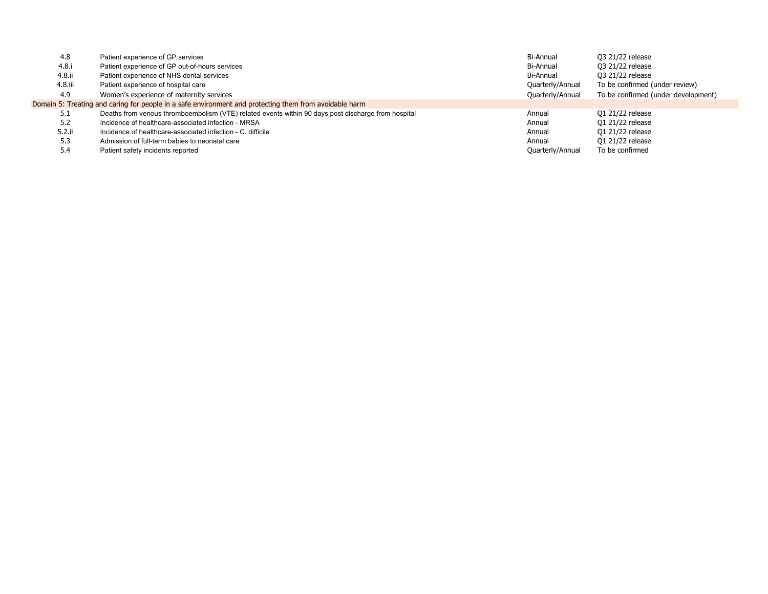| | | | |
|---|---|---|---|
| 4.8 | Patient experience of GP services | Bi-Annual | Q3 21/22 release |
| 4.8.i | Patient experience of GP out-of-hours services | Bi-Annual | Q3 21/22 release |
| 4.8.ii | Patient experience of NHS dental services | Bi-Annual | Q3 21/22 release |
| 4.8.iii | Patient experience of hospital care | Quarterly/Annual | To be confirmed (under review) |
| 4.9 | Women's experience of maternity services | Quarterly/Annual | To be confirmed (under development) |
| Domain 5: Treating and caring for people in a safe environment and protecting them from avoidable harm | | | |
| 5.1 | Deaths from venous thromboembolism (VTE) related events within 90 days post discharge from hospital | Annual | Q1 21/22 release |
| 5.2 | Incidence of healthcare-associated infection - MRSA | Annual | Q1 21/22 release |
| 5.2.ii | Incidence of healthcare-associated infection - C. difficile | Annual | Q1 21/22 release |
| 5.3 | Admission of full-term babies to neonatal care | Annual | Q1 21/22 release |
| 5.4 | Patient safety incidents reported | Quarterly/Annual | To be confirmed |